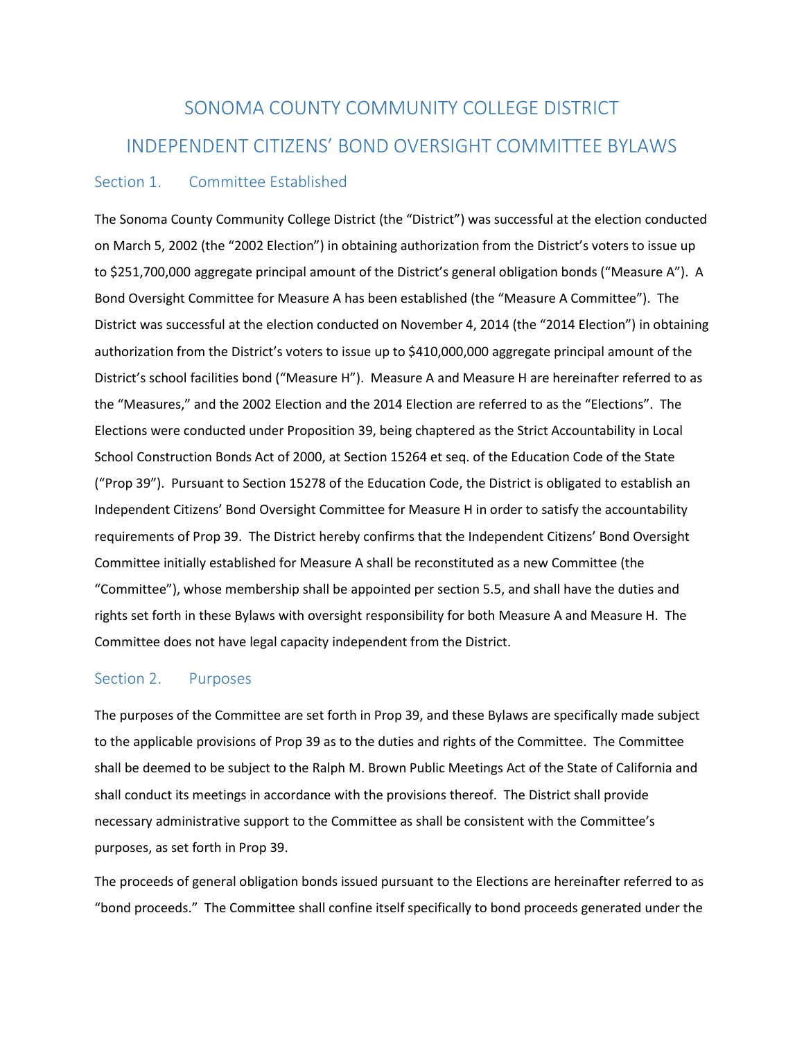# SONOMA COUNTY COMMUNITY COLLEGE DISTRICT

# INDEPENDENT CITIZENS' BOND OVERSIGHT COMMITTEE BYLAWS

## Section 1. Committee Established

The Sonoma County Community College District (the "District") was successful at the election conducted on March 5, 2002 (the "2002 Election") in obtaining authorization from the District's voters to issue up to $251,700,000 aggregate principal amount of the District's general obligation bonds ("Measure A"). A Bond Oversight Committee for Measure A has been established (the "Measure A Committee"). The District was successful at the election conducted on November 4, 2014 (the "2014 Election") in obtaining authorization from the District's voters to issue up to $410,000,000 aggregate principal amount of the District's school facilities bond ("Measure H"). Measure A and Measure H are hereinafter referred to as the "Measures," and the 2002 Election and the 2014 Election are referred to as the "Elections". The Elections were conducted under Proposition 39, being chaptered as the Strict Accountability in Local School Construction Bonds Act of 2000, at Section 15264 et seq. of the Education Code of the State ("Prop 39"). Pursuant to Section 15278 of the Education Code, the District is obligated to establish an Independent Citizens' Bond Oversight Committee for Measure H in order to satisfy the accountability requirements of Prop 39. The District hereby confirms that the Independent Citizens' Bond Oversight Committee initially established for Measure A shall be reconstituted as a new Committee (the "Committee"), whose membership shall be appointed per section 5.5, and shall have the duties and rights set forth in these Bylaws with oversight responsibility for both Measure A and Measure H. The Committee does not have legal capacity independent from the District.

## Section 2. Purposes

The purposes of the Committee are set forth in Prop 39, and these Bylaws are specifically made subject to the applicable provisions of Prop 39 as to the duties and rights of the Committee. The Committee shall be deemed to be subject to the Ralph M. Brown Public Meetings Act of the State of California and shall conduct its meetings in accordance with the provisions thereof. The District shall provide necessary administrative support to the Committee as shall be consistent with the Committee's purposes, as set forth in Prop 39.

The proceeds of general obligation bonds issued pursuant to the Elections are hereinafter referred to as "bond proceeds." The Committee shall confine itself specifically to bond proceeds generated under the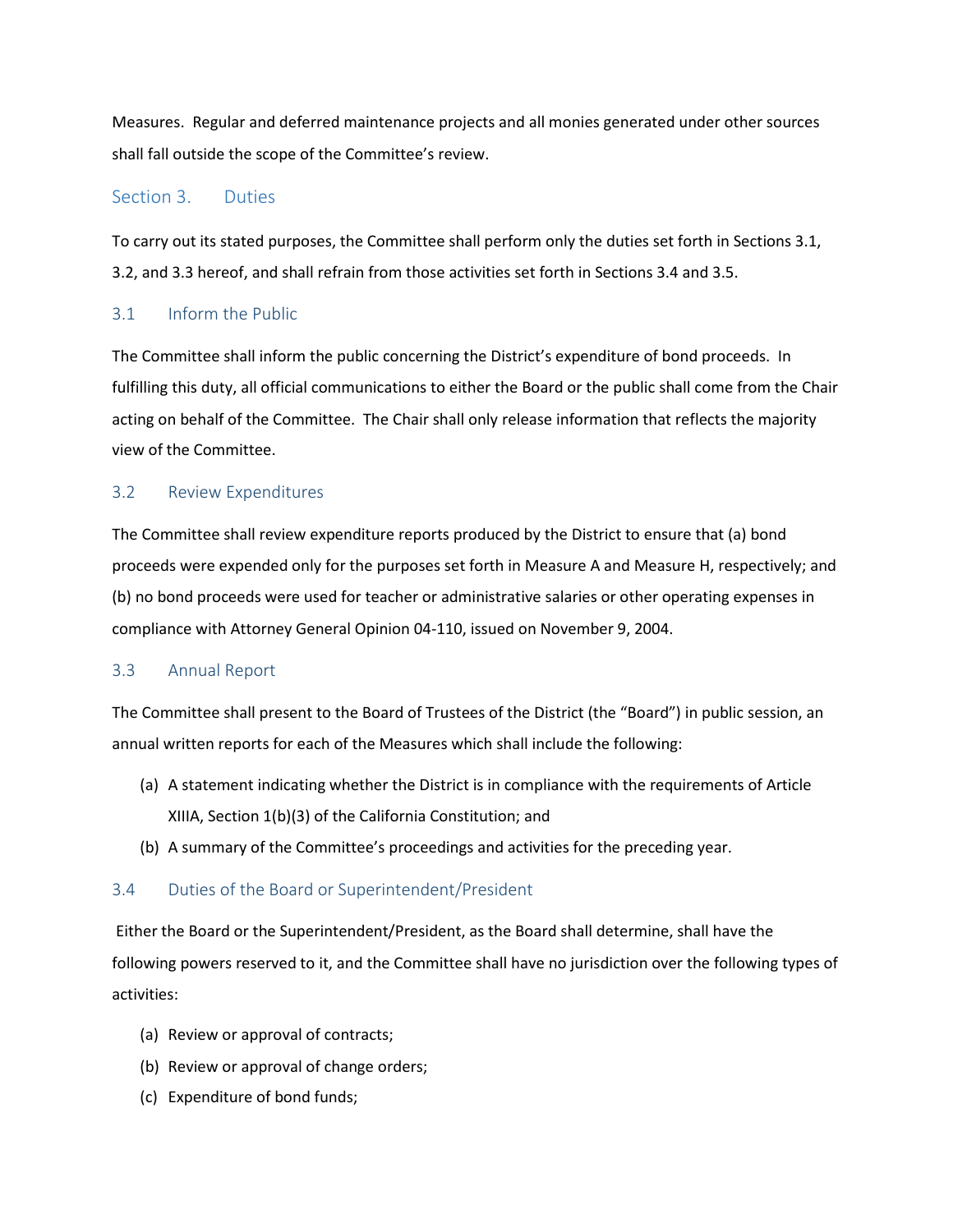Measures. Regular and deferred maintenance projects and all monies generated under other sources shall fall outside the scope of the Committee's review.

## Section 3. Duties

To carry out its stated purposes, the Committee shall perform only the duties set forth in Sections 3.1, 3.2, and 3.3 hereof, and shall refrain from those activities set forth in Sections 3.4 and 3.5.

### 3.1 Inform the Public

The Committee shall inform the public concerning the District's expenditure of bond proceeds. In fulfilling this duty, all official communications to either the Board or the public shall come from the Chair acting on behalf of the Committee. The Chair shall only release information that reflects the majority view of the Committee.

### 3.2 Review Expenditures

The Committee shall review expenditure reports produced by the District to ensure that (a) bond proceeds were expended only for the purposes set forth in Measure A and Measure H, respectively; and (b) no bond proceeds were used for teacher or administrative salaries or other operating expenses in compliance with Attorney General Opinion 04-110, issued on November 9, 2004.

### 3.3 Annual Report

The Committee shall present to the Board of Trustees of the District (the "Board") in public session, an annual written reports for each of the Measures which shall include the following:

(a) A statement indicating whether the District is in compliance with the requirements of Article XIIIA, Section 1(b)(3) of the California Constitution; and

(b) A summary of the Committee's proceedings and activities for the preceding year.

### 3.4 Duties of the Board or Superintendent/President

Either the Board or the Superintendent/President, as the Board shall determine, shall have the following powers reserved to it, and the Committee shall have no jurisdiction over the following types of activities:

(a) Review or approval of contracts;

(b) Review or approval of change orders;

(c) Expenditure of bond funds;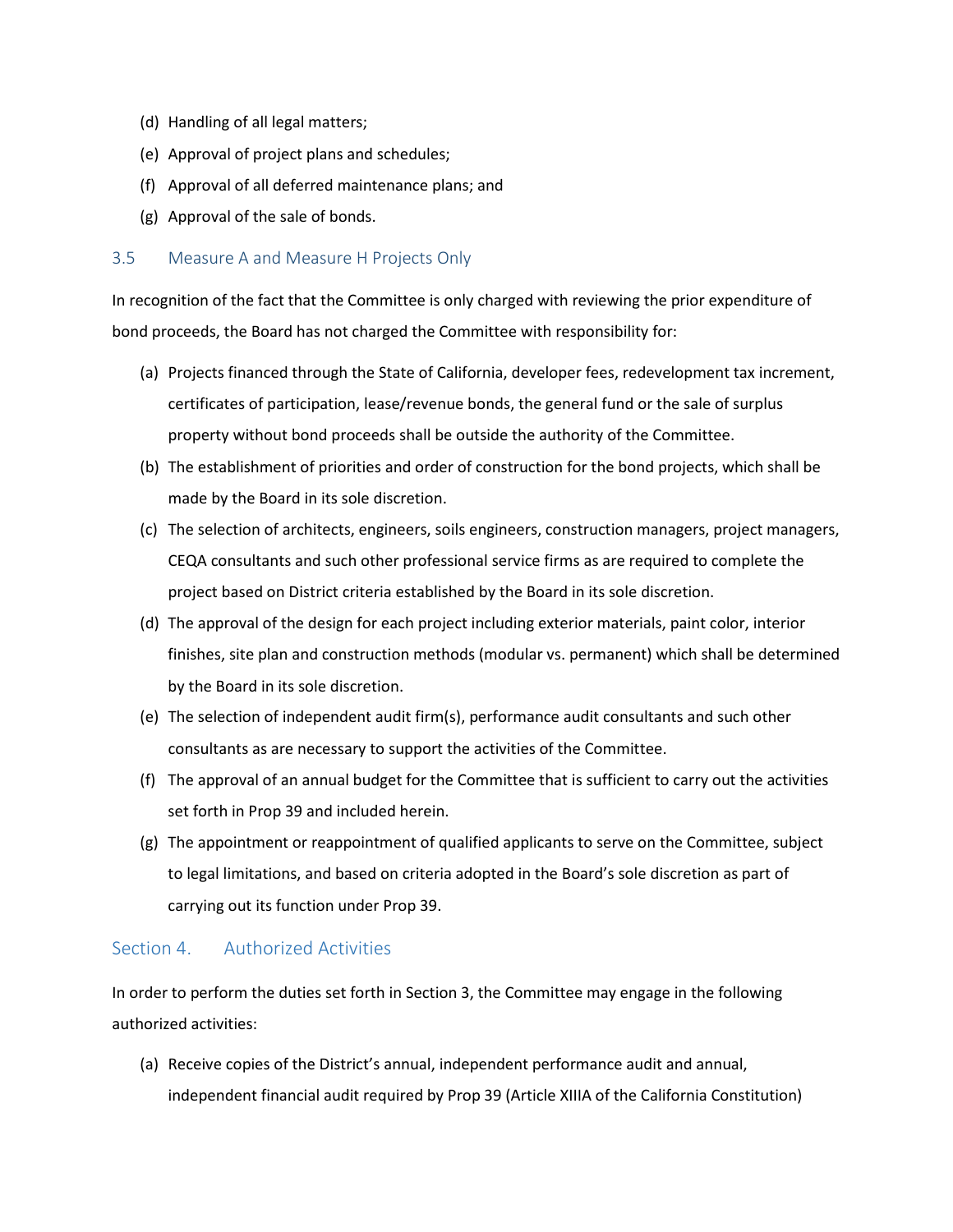(d) Handling of all legal matters;

(e) Approval of project plans and schedules;

(f) Approval of all deferred maintenance plans; and

(g) Approval of the sale of bonds.

### 3.5 Measure A and Measure H Projects Only

In recognition of the fact that the Committee is only charged with reviewing the prior expenditure of bond proceeds, the Board has not charged the Committee with responsibility for:

(a) Projects financed through the State of California, developer fees, redevelopment tax increment, certificates of participation, lease/revenue bonds, the general fund or the sale of surplus property without bond proceeds shall be outside the authority of the Committee.

(b) The establishment of priorities and order of construction for the bond projects, which shall be made by the Board in its sole discretion.

(c) The selection of architects, engineers, soils engineers, construction managers, project managers, CEQA consultants and such other professional service firms as are required to complete the project based on District criteria established by the Board in its sole discretion.

(d) The approval of the design for each project including exterior materials, paint color, interior finishes, site plan and construction methods (modular vs. permanent) which shall be determined by the Board in its sole discretion.

(e) The selection of independent audit firm(s), performance audit consultants and such other consultants as are necessary to support the activities of the Committee.

(f) The approval of an annual budget for the Committee that is sufficient to carry out the activities set forth in Prop 39 and included herein.

(g) The appointment or reappointment of qualified applicants to serve on the Committee, subject to legal limitations, and based on criteria adopted in the Board's sole discretion as part of carrying out its function under Prop 39.

## Section 4. Authorized Activities

In order to perform the duties set forth in Section 3, the Committee may engage in the following authorized activities:

(a) Receive copies of the District's annual, independent performance audit and annual, independent financial audit required by Prop 39 (Article XIIIA of the California Constitution)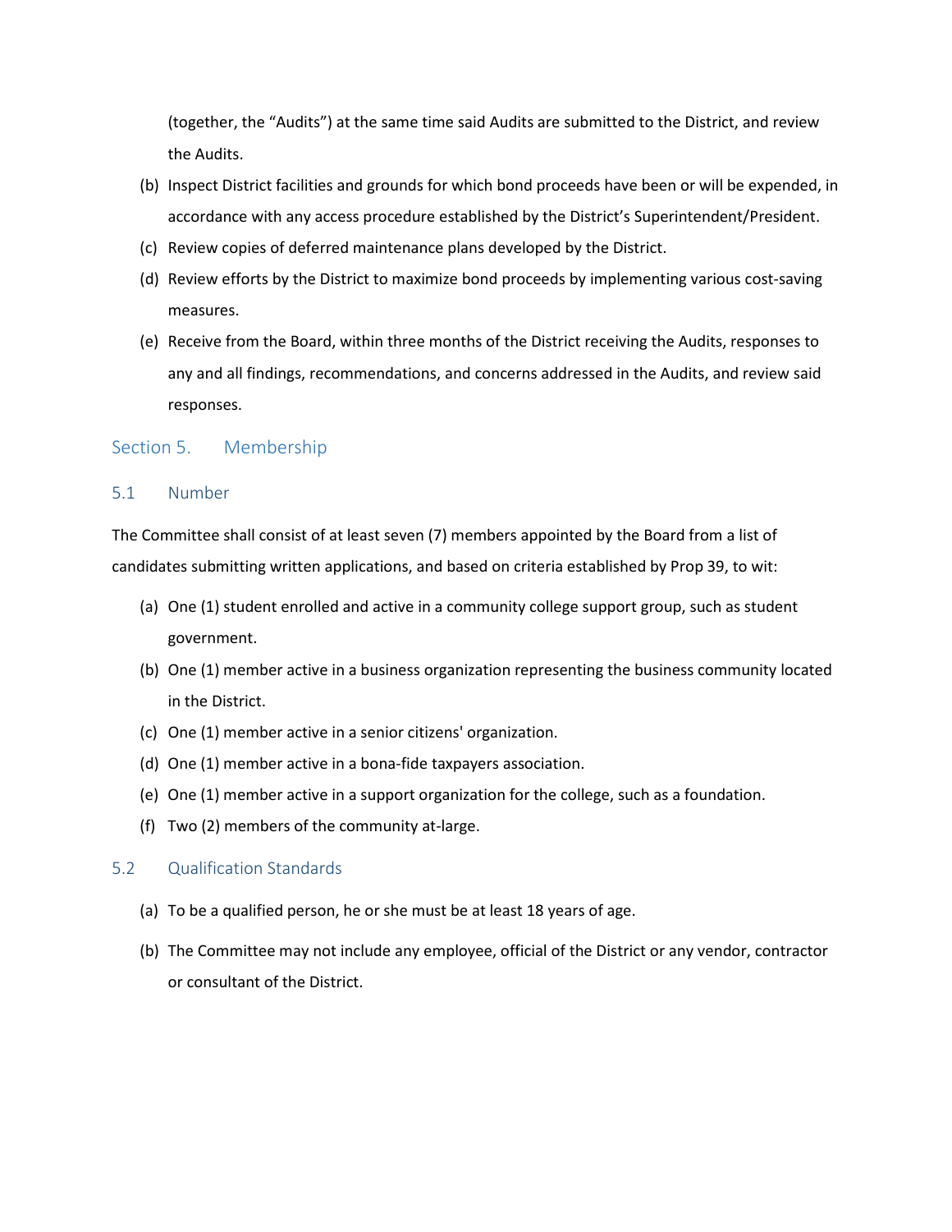(together, the "Audits") at the same time said Audits are submitted to the District, and review the Audits.

(b) Inspect District facilities and grounds for which bond proceeds have been or will be expended, in accordance with any access procedure established by the District's Superintendent/President.

(c) Review copies of deferred maintenance plans developed by the District.

(d) Review efforts by the District to maximize bond proceeds by implementing various cost-saving measures.

(e) Receive from the Board, within three months of the District receiving the Audits, responses to any and all findings, recommendations, and concerns addressed in the Audits, and review said responses.

## Section 5. Membership

### 5.1 Number

The Committee shall consist of at least seven (7) members appointed by the Board from a list of candidates submitting written applications, and based on criteria established by Prop 39, to wit:

(a) One (1) student enrolled and active in a community college support group, such as student government.

(b) One (1) member active in a business organization representing the business community located in the District.

(c) One (1) member active in a senior citizens' organization.

(d) One (1) member active in a bona-fide taxpayers association.

(e) One (1) member active in a support organization for the college, such as a foundation.

(f) Two (2) members of the community at-large.

### 5.2 Qualification Standards

(a) To be a qualified person, he or she must be at least 18 years of age.

(b) The Committee may not include any employee, official of the District or any vendor, contractor or consultant of the District.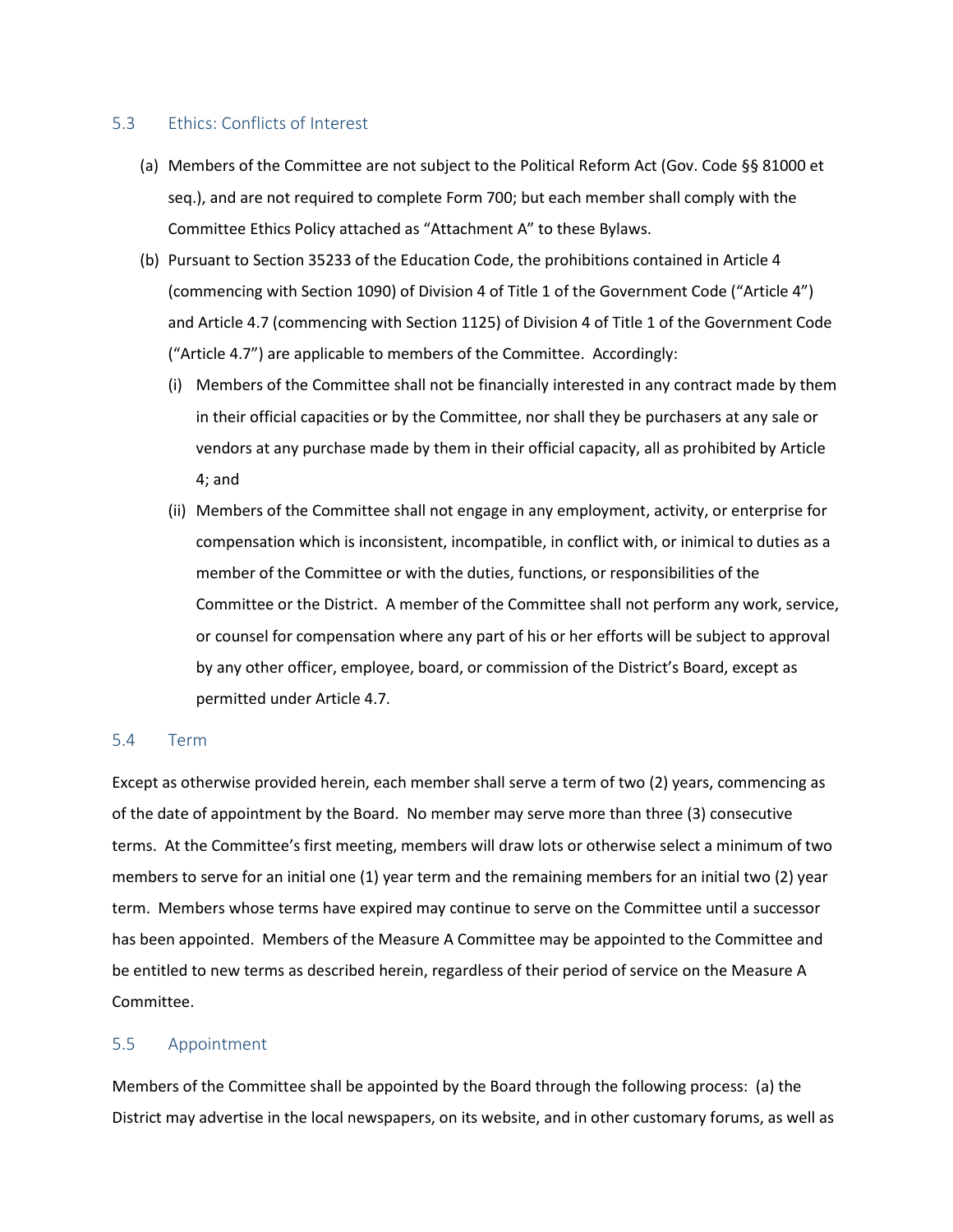### 5.3 Ethics: Conflicts of Interest

(a) Members of the Committee are not subject to the Political Reform Act (Gov. Code §§ 81000 et seq.), and are not required to complete Form 700; but each member shall comply with the Committee Ethics Policy attached as "Attachment A" to these Bylaws.

(b) Pursuant to Section 35233 of the Education Code, the prohibitions contained in Article 4 (commencing with Section 1090) of Division 4 of Title 1 of the Government Code ("Article 4") and Article 4.7 (commencing with Section 1125) of Division 4 of Title 1 of the Government Code ("Article 4.7") are applicable to members of the Committee. Accordingly:

(i) Members of the Committee shall not be financially interested in any contract made by them in their official capacities or by the Committee, nor shall they be purchasers at any sale or vendors at any purchase made by them in their official capacity, all as prohibited by Article 4; and

(ii) Members of the Committee shall not engage in any employment, activity, or enterprise for compensation which is inconsistent, incompatible, in conflict with, or inimical to duties as a member of the Committee or with the duties, functions, or responsibilities of the Committee or the District. A member of the Committee shall not perform any work, service, or counsel for compensation where any part of his or her efforts will be subject to approval by any other officer, employee, board, or commission of the District's Board, except as permitted under Article 4.7.

### 5.4 Term

Except as otherwise provided herein, each member shall serve a term of two (2) years, commencing as of the date of appointment by the Board. No member may serve more than three (3) consecutive terms. At the Committee's first meeting, members will draw lots or otherwise select a minimum of two members to serve for an initial one (1) year term and the remaining members for an initial two (2) year term. Members whose terms have expired may continue to serve on the Committee until a successor has been appointed. Members of the Measure A Committee may be appointed to the Committee and be entitled to new terms as described herein, regardless of their period of service on the Measure A Committee.

### 5.5 Appointment

Members of the Committee shall be appointed by the Board through the following process: (a) the District may advertise in the local newspapers, on its website, and in other customary forums, as well as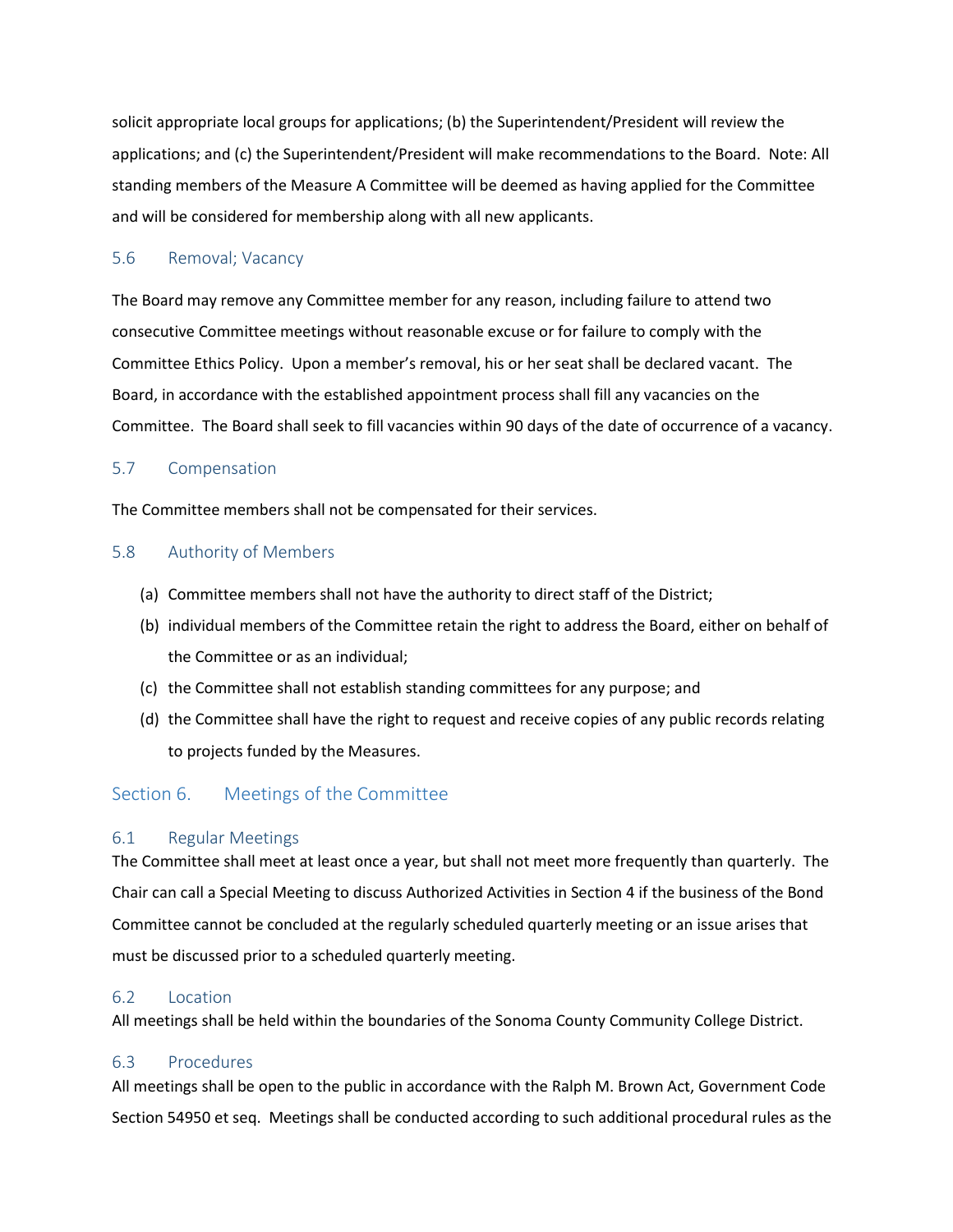solicit appropriate local groups for applications; (b) the Superintendent/President will review the applications; and (c) the Superintendent/President will make recommendations to the Board. Note: All standing members of the Measure A Committee will be deemed as having applied for the Committee and will be considered for membership along with all new applicants.

### 5.6 Removal; Vacancy

The Board may remove any Committee member for any reason, including failure to attend two consecutive Committee meetings without reasonable excuse or for failure to comply with the Committee Ethics Policy. Upon a member's removal, his or her seat shall be declared vacant. The Board, in accordance with the established appointment process shall fill any vacancies on the Committee. The Board shall seek to fill vacancies within 90 days of the date of occurrence of a vacancy.

### 5.7 Compensation

The Committee members shall not be compensated for their services.

### 5.8 Authority of Members

(a) Committee members shall not have the authority to direct staff of the District;

(b) individual members of the Committee retain the right to address the Board, either on behalf of the Committee or as an individual;

(c) the Committee shall not establish standing committees for any purpose; and

(d) the Committee shall have the right to request and receive copies of any public records relating to projects funded by the Measures.

## Section 6. Meetings of the Committee

### 6.1 Regular Meetings

The Committee shall meet at least once a year, but shall not meet more frequently than quarterly. The Chair can call a Special Meeting to discuss Authorized Activities in Section 4 if the business of the Bond Committee cannot be concluded at the regularly scheduled quarterly meeting or an issue arises that must be discussed prior to a scheduled quarterly meeting.

### 6.2 Location

All meetings shall be held within the boundaries of the Sonoma County Community College District.

### 6.3 Procedures

All meetings shall be open to the public in accordance with the Ralph M. Brown Act, Government Code Section 54950 et seq. Meetings shall be conducted according to such additional procedural rules as the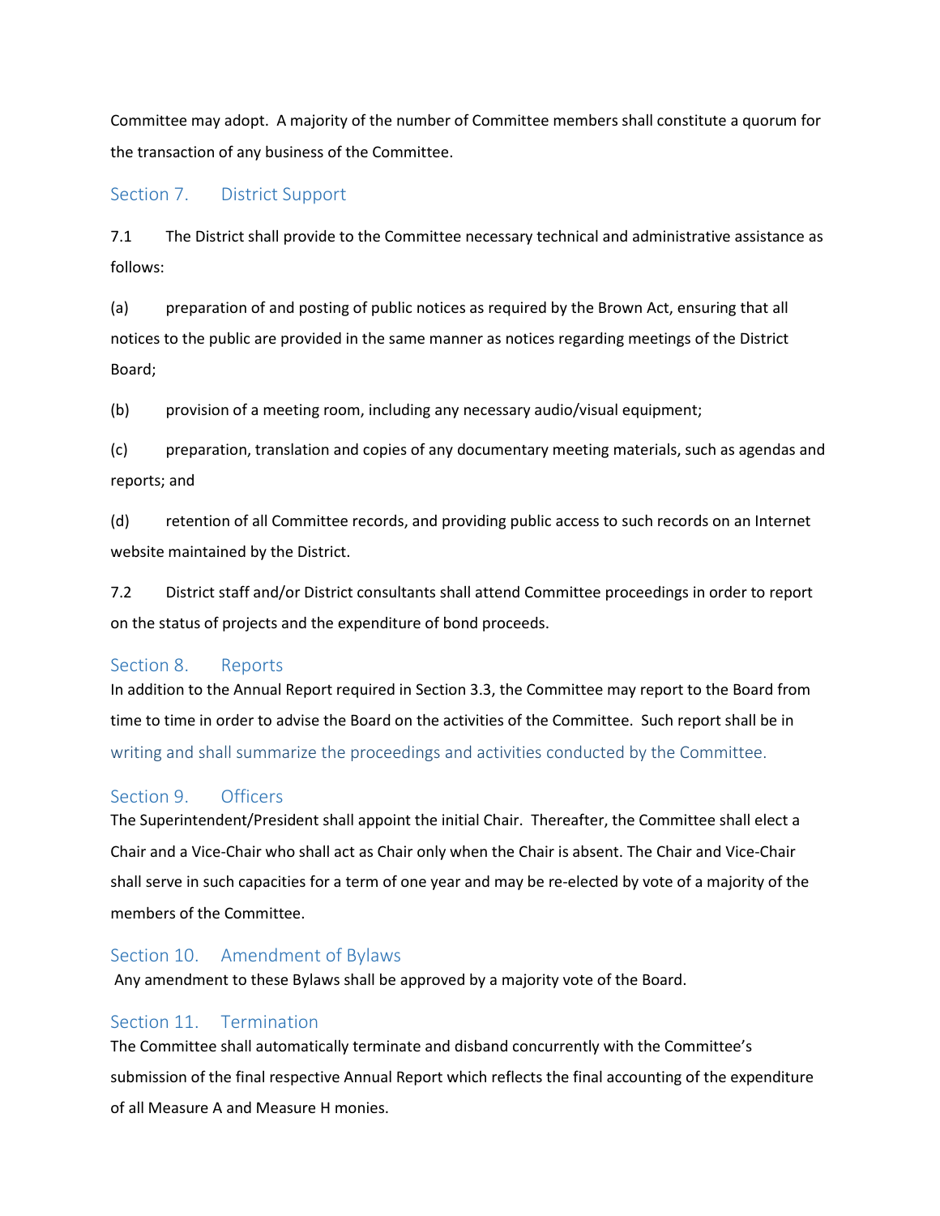Committee may adopt. A majority of the number of Committee members shall constitute a quorum for the transaction of any business of the Committee.

## Section 7. District Support

7.1 The District shall provide to the Committee necessary technical and administrative assistance as follows:

(a) preparation of and posting of public notices as required by the Brown Act, ensuring that all notices to the public are provided in the same manner as notices regarding meetings of the District Board;

(b) provision of a meeting room, including any necessary audio/visual equipment;

(c) preparation, translation and copies of any documentary meeting materials, such as agendas and reports; and

(d) retention of all Committee records, and providing public access to such records on an Internet website maintained by the District.

7.2 District staff and/or District consultants shall attend Committee proceedings in order to report on the status of projects and the expenditure of bond proceeds.

## Section 8. Reports

In addition to the Annual Report required in Section 3.3, the Committee may report to the Board from time to time in order to advise the Board on the activities of the Committee. Such report shall be in writing and shall summarize the proceedings and activities conducted by the Committee.

## Section 9. Officers

The Superintendent/President shall appoint the initial Chair. Thereafter, the Committee shall elect a Chair and a Vice-Chair who shall act as Chair only when the Chair is absent. The Chair and Vice-Chair shall serve in such capacities for a term of one year and may be re-elected by vote of a majority of the members of the Committee.

## Section 10. Amendment of Bylaws

Any amendment to these Bylaws shall be approved by a majority vote of the Board.

## Section 11. Termination

The Committee shall automatically terminate and disband concurrently with the Committee's submission of the final respective Annual Report which reflects the final accounting of the expenditure of all Measure A and Measure H monies.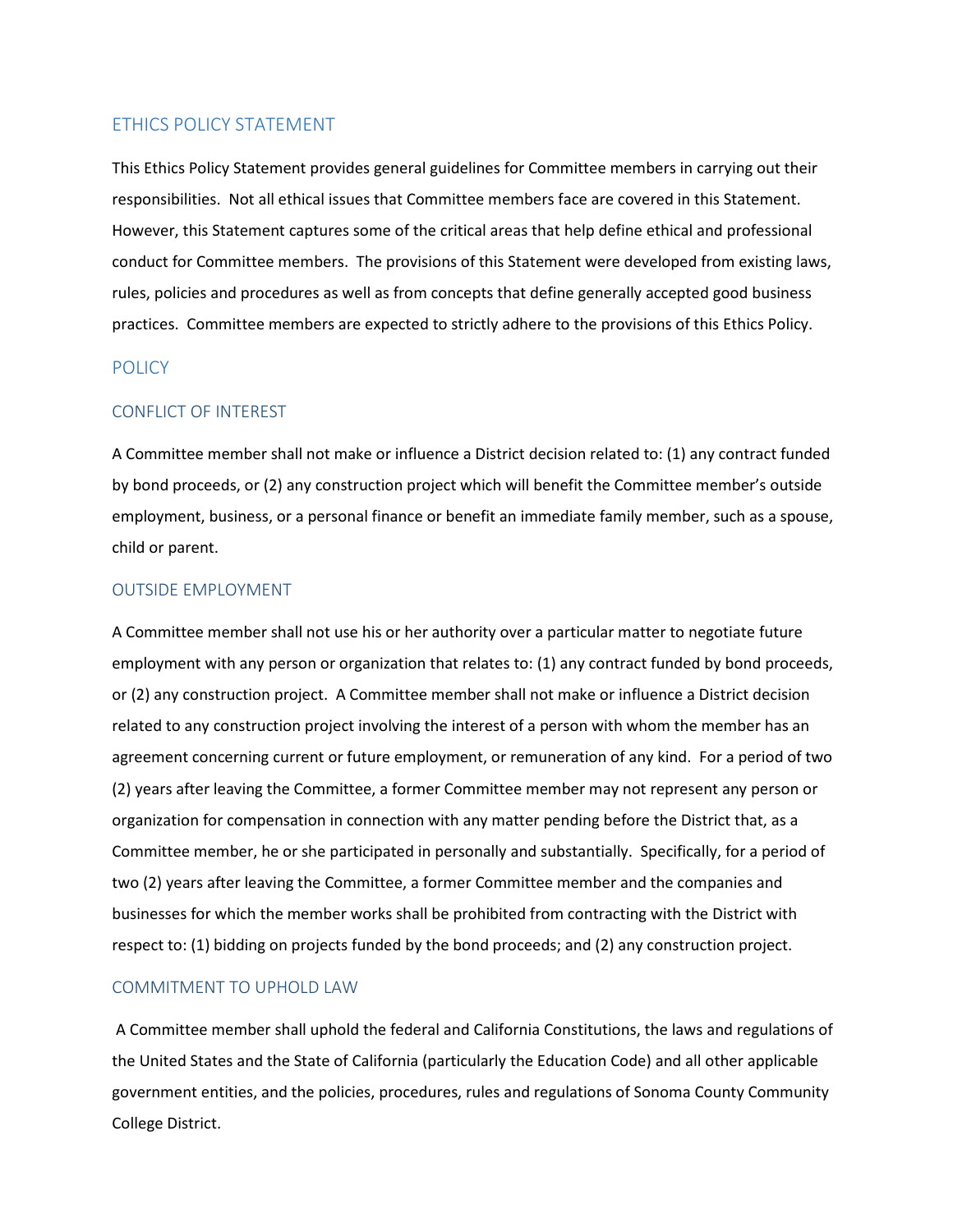## ETHICS POLICY STATEMENT

This Ethics Policy Statement provides general guidelines for Committee members in carrying out their responsibilities. Not all ethical issues that Committee members face are covered in this Statement. However, this Statement captures some of the critical areas that help define ethical and professional conduct for Committee members. The provisions of this Statement were developed from existing laws, rules, policies and procedures as well as from concepts that define generally accepted good business practices. Committee members are expected to strictly adhere to the provisions of this Ethics Policy.

## POLICY

### CONFLICT OF INTEREST

A Committee member shall not make or influence a District decision related to: (1) any contract funded by bond proceeds, or (2) any construction project which will benefit the Committee member's outside employment, business, or a personal finance or benefit an immediate family member, such as a spouse, child or parent.

### OUTSIDE EMPLOYMENT

A Committee member shall not use his or her authority over a particular matter to negotiate future employment with any person or organization that relates to: (1) any contract funded by bond proceeds, or (2) any construction project. A Committee member shall not make or influence a District decision related to any construction project involving the interest of a person with whom the member has an agreement concerning current or future employment, or remuneration of any kind. For a period of two (2) years after leaving the Committee, a former Committee member may not represent any person or organization for compensation in connection with any matter pending before the District that, as a Committee member, he or she participated in personally and substantially. Specifically, for a period of two (2) years after leaving the Committee, a former Committee member and the companies and businesses for which the member works shall be prohibited from contracting with the District with respect to: (1) bidding on projects funded by the bond proceeds; and (2) any construction project.

### COMMITMENT TO UPHOLD LAW

A Committee member shall uphold the federal and California Constitutions, the laws and regulations of the United States and the State of California (particularly the Education Code) and all other applicable government entities, and the policies, procedures, rules and regulations of Sonoma County Community College District.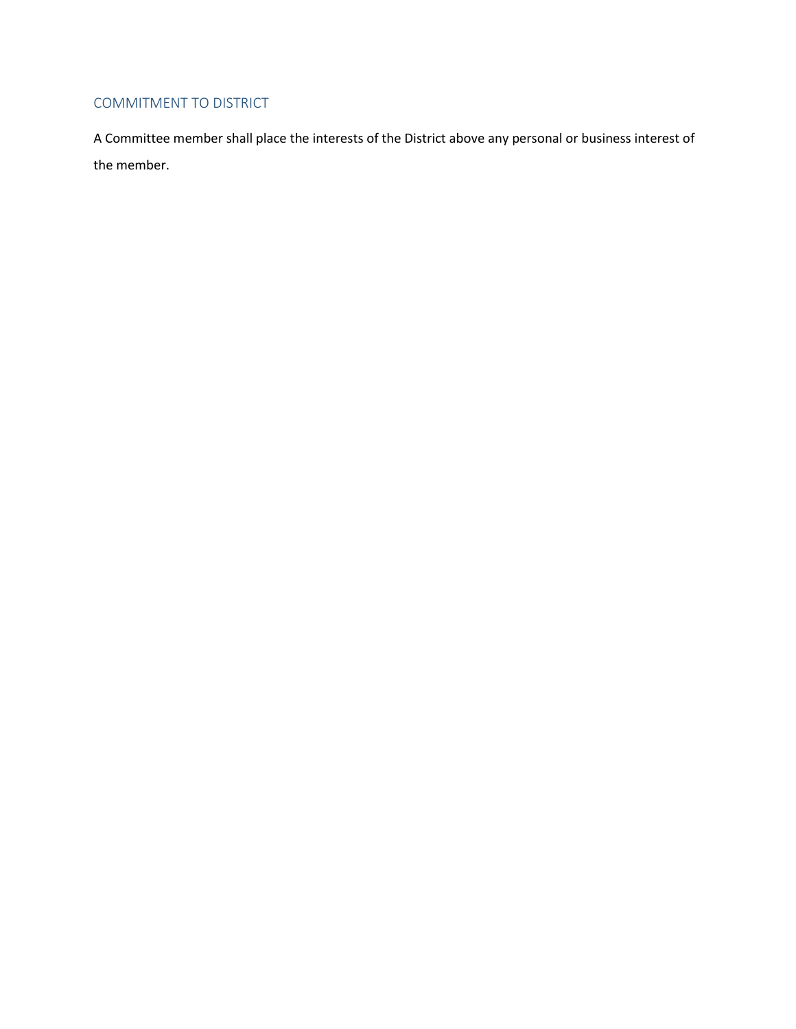## COMMITMENT TO DISTRICT

A Committee member shall place the interests of the District above any personal or business interest of the member.